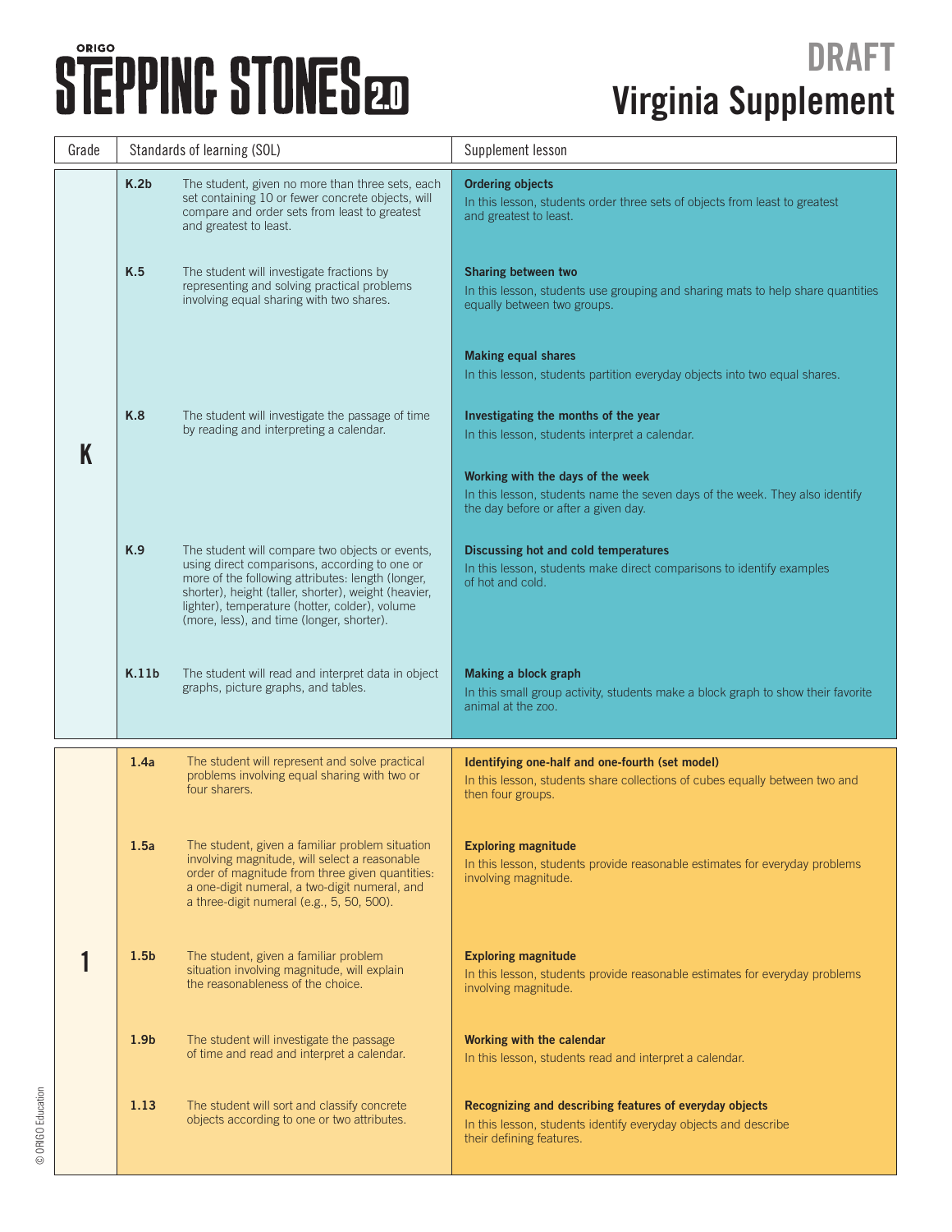# ORIGO STEPPING STONES 2.0

## DRAFT Virginia Supplement

| Grade | Standards of learning (SOL) | | Supplement lesson |
|---|---|---|---|
| K | K.2b | The student, given no more than three sets, each set containing 10 or fewer concrete objects, will compare and order sets from least to greatest and greatest to least. | **Ordering objects**<br>In this lesson, students order three sets of objects from least to greatest and greatest to least. |
| | K.5 | The student will investigate fractions by representing and solving practical problems involving equal sharing with two shares. | **Sharing between two**<br>In this lesson, students use grouping and sharing mats to help share quantities equally between two groups.<br><br>**Making equal shares**<br>In this lesson, students partition everyday objects into two equal shares. |
| | K.8 | The student will investigate the passage of time by reading and interpreting a calendar. | **Investigating the months of the year**<br>In this lesson, students interpret a calendar.<br><br>**Working with the days of the week**<br>In this lesson, students name the seven days of the week. They also identify the day before or after a given day. |
| | K.9 | The student will compare two objects or events, using direct comparisons, according to one or more of the following attributes: length (longer, shorter), height (taller, shorter), weight (heavier, lighter), temperature (hotter, colder), volume (more, less), and time (longer, shorter). | **Discussing hot and cold temperatures**<br>In this lesson, students make direct comparisons to identify examples of hot and cold. |
| | K.11b | The student will read and interpret data in object graphs, picture graphs, and tables. | **Making a block graph**<br>In this small group activity, students make a block graph to show their favorite animal at the zoo. |
| 1 | 1.4a | The student will represent and solve practical problems involving equal sharing with two or four sharers. | **Identifying one-half and one-fourth (set model)**<br>In this lesson, students share collections of cubes equally between two and then four groups. |
| | 1.5a | The student, given a familiar problem situation involving magnitude, will select a reasonable order of magnitude from three given quantities: a one-digit numeral, a two-digit numeral, and a three-digit numeral (e.g., 5, 50, 500). | **Exploring magnitude**<br>In this lesson, students provide reasonable estimates for everyday problems involving magnitude. |
| | 1.5b | The student, given a familiar problem situation involving magnitude, will explain the reasonableness of the choice. | **Exploring magnitude**<br>In this lesson, students provide reasonable estimates for everyday problems involving magnitude. |
| | 1.9b | The student will investigate the passage of time and read and interpret a calendar. | **Working with the calendar**<br>In this lesson, students read and interpret a calendar. |
| | 1.13 | The student will sort and classify concrete objects according to one or two attributes. | **Recognizing and describing features of everyday objects**<br>In this lesson, students identify everyday objects and describe their defining features. |

© ORIGO Education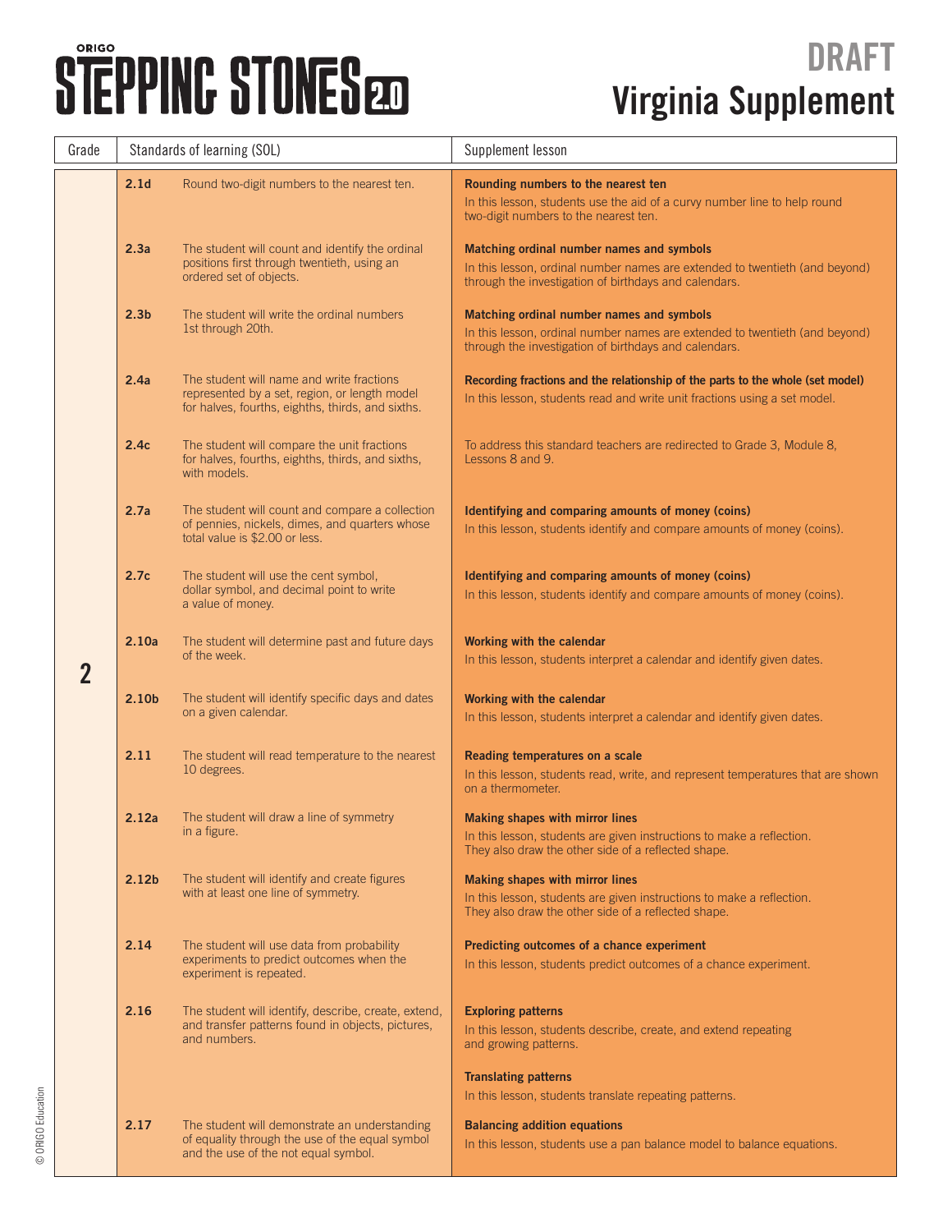# ORIGO STEPPING STONES 2.0

# DRAFT Virginia Supplement

| Grade | Standards of learning (SOL) | | Supplement lesson |
|---|---|---|---|
| 2 | **2.1d** | Round two-digit numbers to the nearest ten. | **Rounding numbers to the nearest ten** In this lesson, students use the aid of a curvy number line to help round two-digit numbers to the nearest ten. |
| | **2.3a** | The student will count and identify the ordinal positions first through twentieth, using an ordered set of objects. | **Matching ordinal number names and symbols** In this lesson, ordinal number names are extended to twentieth (and beyond) through the investigation of birthdays and calendars. |
| | **2.3b** | The student will write the ordinal numbers 1st through 20th. | **Matching ordinal number names and symbols** In this lesson, ordinal number names are extended to twentieth (and beyond) through the investigation of birthdays and calendars. |
| | **2.4a** | The student will name and write fractions represented by a set, region, or length model for halves, fourths, eighths, thirds, and sixths. | **Recording fractions and the relationship of the parts to the whole (set model)** In this lesson, students read and write unit fractions using a set model. |
| | **2.4c** | The student will compare the unit fractions for halves, fourths, eighths, thirds, and sixths, with models. | To address this standard teachers are redirected to Grade 3, Module 8, Lessons 8 and 9. |
| | **2.7a** | The student will count and compare a collection of pennies, nickels, dimes, and quarters whose total value is $2.00 or less. | **Identifying and comparing amounts of money (coins)** In this lesson, students identify and compare amounts of money (coins). |
| | **2.7c** | The student will use the cent symbol, dollar symbol, and decimal point to write a value of money. | **Identifying and comparing amounts of money (coins)** In this lesson, students identify and compare amounts of money (coins). |
| | **2.10a** | The student will determine past and future days of the week. | **Working with the calendar** In this lesson, students interpret a calendar and identify given dates. |
| | **2.10b** | The student will identify specific days and dates on a given calendar. | **Working with the calendar** In this lesson, students interpret a calendar and identify given dates. |
| | **2.11** | The student will read temperature to the nearest 10 degrees. | **Reading temperatures on a scale** In this lesson, students read, write, and represent temperatures that are shown on a thermometer. |
| | **2.12a** | The student will draw a line of symmetry in a figure. | **Making shapes with mirror lines** In this lesson, students are given instructions to make a reflection. They also draw the other side of a reflected shape. |
| | **2.12b** | The student will identify and create figures with at least one line of symmetry. | **Making shapes with mirror lines** In this lesson, students are given instructions to make a reflection. They also draw the other side of a reflected shape. |
| | **2.14** | The student will use data from probability experiments to predict outcomes when the experiment is repeated. | **Predicting outcomes of a chance experiment** In this lesson, students predict outcomes of a chance experiment. |
| | **2.16** | The student will identify, describe, create, extend, and transfer patterns found in objects, pictures, and numbers. | **Exploring patterns** In this lesson, students describe, create, and extend repeating and growing patterns. **Translating patterns** In this lesson, students translate repeating patterns. |
| | **2.17** | The student will demonstrate an understanding of equality through the use of the equal symbol and the use of the not equal symbol. | **Balancing addition equations** In this lesson, students use a pan balance model to balance equations. |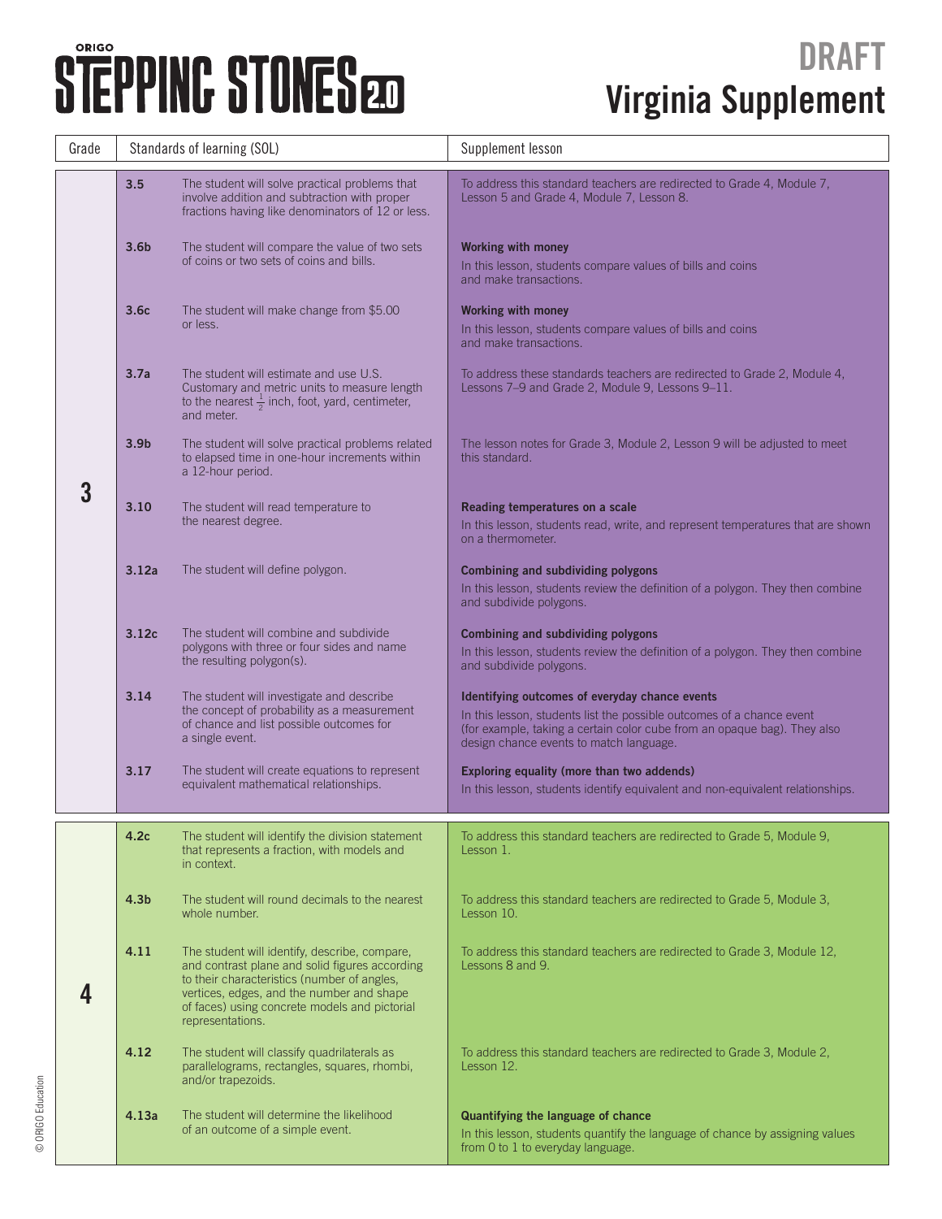# ORIGO STEPPING STONES 2.0

# DRAFT Virginia Supplement

| Grade | Standards of learning (SOL) | | Supplement lesson |
|---|---|---|---|
| 3 | 3.5 | The student will solve practical problems that involve addition and subtraction with proper fractions having like denominators of 12 or less. | To address this standard teachers are redirected to Grade 4, Module 7, Lesson 5 and Grade 4, Module 7, Lesson 8. |
| | 3.6b | The student will compare the value of two sets of coins or two sets of coins and bills. | **Working with money** In this lesson, students compare values of bills and coins and make transactions. |
| | 3.6c | The student will make change from $5.00 or less. | **Working with money** In this lesson, students compare values of bills and coins and make transactions. |
| | 3.7a | The student will estimate and use U.S. Customary and metric units to measure length to the nearest $\frac{1}{2}$ inch, foot, yard, centimeter, and meter. | To address these standards teachers are redirected to Grade 2, Module 4, Lessons 7–9 and Grade 2, Module 9, Lessons 9–11. |
| | 3.9b | The student will solve practical problems related to elapsed time in one-hour increments within a 12-hour period. | The lesson notes for Grade 3, Module 2, Lesson 9 will be adjusted to meet this standard. |
| | 3.10 | The student will read temperature to the nearest degree. | **Reading temperatures on a scale** In this lesson, students read, write, and represent temperatures that are shown on a thermometer. |
| | 3.12a | The student will define polygon. | **Combining and subdividing polygons** In this lesson, students review the definition of a polygon. They then combine and subdivide polygons. |
| | 3.12c | The student will combine and subdivide polygons with three or four sides and name the resulting polygon(s). | **Combining and subdividing polygons** In this lesson, students review the definition of a polygon. They then combine and subdivide polygons. |
| | 3.14 | The student will investigate and describe the concept of probability as a measurement of chance and list possible outcomes for a single event. | **Identifying outcomes of everyday chance events** In this lesson, students list the possible outcomes of a chance event (for example, taking a certain color cube from an opaque bag). They also design chance events to match language. |
| | 3.17 | The student will create equations to represent equivalent mathematical relationships. | **Exploring equality (more than two addends)** In this lesson, students identify equivalent and non-equivalent relationships. |
| 4 | 4.2c | The student will identify the division statement that represents a fraction, with models and in context. | To address this standard teachers are redirected to Grade 5, Module 9, Lesson 1. |
| | 4.3b | The student will round decimals to the nearest whole number. | To address this standard teachers are redirected to Grade 5, Module 3, Lesson 10. |
| | 4.11 | The student will identify, describe, compare, and contrast plane and solid figures according to their characteristics (number of angles, vertices, edges, and the number and shape of faces) using concrete models and pictorial representations. | To address this standard teachers are redirected to Grade 3, Module 12, Lessons 8 and 9. |
| | 4.12 | The student will classify quadrilaterals as parallelograms, rectangles, squares, rhombi, and/or trapezoids. | To address this standard teachers are redirected to Grade 3, Module 2, Lesson 12. |
| | 4.13a | The student will determine the likelihood of an outcome of a simple event. | **Quantifying the language of chance** In this lesson, students quantify the language of chance by assigning values from 0 to 1 to everyday language. |

© ORIGO Education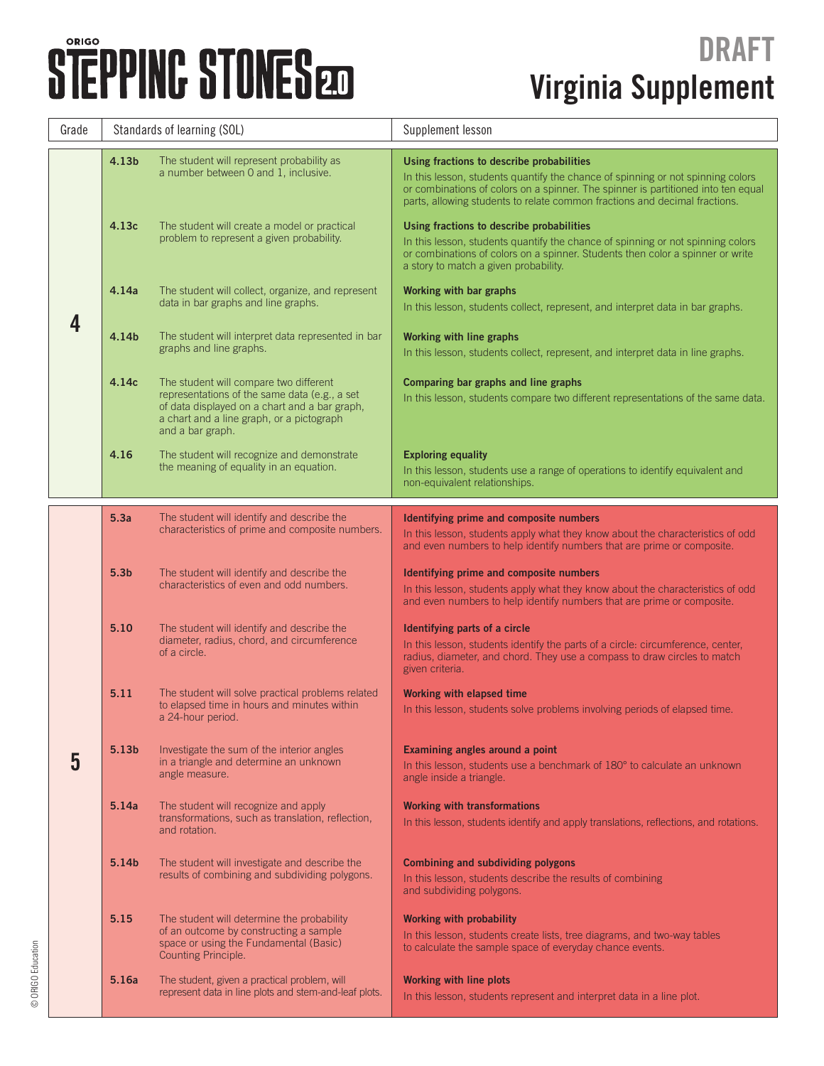# ORIGO STEPPING STONES 2.0

# DRAFT
# Virginia Supplement

| Grade | Standards of learning (SOL) | | Supplement lesson |
|---|---|---|---|
| 4 | 4.13b | The student will represent probability as a number between 0 and 1, inclusive. | **Using fractions to describe probabilities** In this lesson, students quantify the chance of spinning or not spinning colors or combinations of colors on a spinner. The spinner is partitioned into ten equal parts, allowing students to relate common fractions and decimal fractions. |
| | 4.13c | The student will create a model or practical problem to represent a given probability. | **Using fractions to describe probabilities** In this lesson, students quantify the chance of spinning or not spinning colors or combinations of colors on a spinner. Students then color a spinner or write a story to match a given probability. |
| | 4.14a | The student will collect, organize, and represent data in bar graphs and line graphs. | **Working with bar graphs** In this lesson, students collect, represent, and interpret data in bar graphs. |
| | 4.14b | The student will interpret data represented in bar graphs and line graphs. | **Working with line graphs** In this lesson, students collect, represent, and interpret data in line graphs. |
| | 4.14c | The student will compare two different representations of the same data (e.g., a set of data displayed on a chart and a bar graph, a chart and a line graph, or a pictograph and a bar graph. | **Comparing bar graphs and line graphs** In this lesson, students compare two different representations of the same data. |
| | 4.16 | The student will recognize and demonstrate the meaning of equality in an equation. | **Exploring equality** In this lesson, students use a range of operations to identify equivalent and non-equivalent relationships. |
| 5 | 5.3a | The student will identify and describe the characteristics of prime and composite numbers. | **Identifying prime and composite numbers** In this lesson, students apply what they know about the characteristics of odd and even numbers to help identify numbers that are prime or composite. |
| | 5.3b | The student will identify and describe the characteristics of even and odd numbers. | **Identifying prime and composite numbers** In this lesson, students apply what they know about the characteristics of odd and even numbers to help identify numbers that are prime or composite. |
| | 5.10 | The student will identify and describe the diameter, radius, chord, and circumference of a circle. | **Identifying parts of a circle** In this lesson, students identify the parts of a circle: circumference, center, radius, diameter, and chord. They use a compass to draw circles to match given criteria. |
| | 5.11 | The student will solve practical problems related to elapsed time in hours and minutes within a 24-hour period. | **Working with elapsed time** In this lesson, students solve problems involving periods of elapsed time. |
| | 5.13b | Investigate the sum of the interior angles in a triangle and determine an unknown angle measure. | **Examining angles around a point** In this lesson, students use a benchmark of 180° to calculate an unknown angle inside a triangle. |
| | 5.14a | The student will recognize and apply transformations, such as translation, reflection, and rotation. | **Working with transformations** In this lesson, students identify and apply translations, reflections, and rotations. |
| | 5.14b | The student will investigate and describe the results of combining and subdividing polygons. | **Combining and subdividing polygons** In this lesson, students describe the results of combining and subdividing polygons. |
| | 5.15 | The student will determine the probability of an outcome by constructing a sample space or using the Fundamental (Basic) Counting Principle. | **Working with probability** In this lesson, students create lists, tree diagrams, and two-way tables to calculate the sample space of everyday chance events. |
| | 5.16a | The student, given a practical problem, will represent data in line plots and stem-and-leaf plots. | **Working with line plots** In this lesson, students represent and interpret data in a line plot. |

© ORIGO Education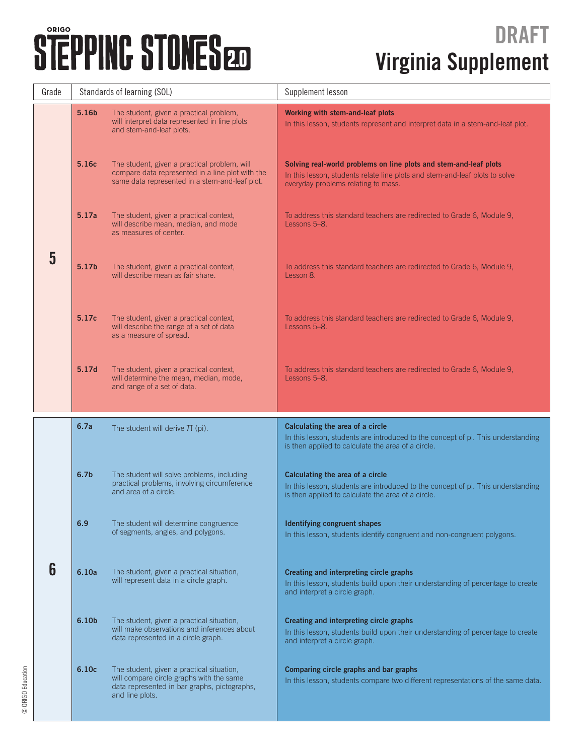ORIGO STEPPING STONES 2.0

# DRAFT
# Virginia Supplement

| Grade | Standards of learning (SOL) | | Supplement lesson |
|---|---|---|---|
| 5 | 5.16b | The student, given a practical problem, will interpret data represented in line plots and stem-and-leaf plots. | **Working with stem-and-leaf plots** In this lesson, students represent and interpret data in a stem-and-leaf plot. |
| | 5.16c | The student, given a practical problem, will compare data represented in a line plot with the same data represented in a stem-and-leaf plot. | **Solving real-world problems on line plots and stem-and-leaf plots** In this lesson, students relate line plots and stem-and-leaf plots to solve everyday problems relating to mass. |
| | 5.17a | The student, given a practical context, will describe mean, median, and mode as measures of center. | To address this standard teachers are redirected to Grade 6, Module 9, Lessons 5–8. |
| | 5.17b | The student, given a practical context, will describe mean as fair share. | To address this standard teachers are redirected to Grade 6, Module 9, Lesson 8. |
| | 5.17c | The student, given a practical context, will describe the range of a set of data as a measure of spread. | To address this standard teachers are redirected to Grade 6, Module 9, Lessons 5–8. |
| | 5.17d | The student, given a practical context, will determine the mean, median, mode, and range of a set of data. | To address this standard teachers are redirected to Grade 6, Module 9, Lessons 5–8. |
| 6 | 6.7a | The student will derive $\pi$ (pi). | **Calculating the area of a circle** In this lesson, students are introduced to the concept of pi. This understanding is then applied to calculate the area of a circle. |
| | 6.7b | The student will solve problems, including practical problems, involving circumference and area of a circle. | **Calculating the area of a circle** In this lesson, students are introduced to the concept of pi. This understanding is then applied to calculate the area of a circle. |
| | 6.9 | The student will determine congruence of segments, angles, and polygons. | **Identifying congruent shapes** In this lesson, students identify congruent and non-congruent polygons. |
| | 6.10a | The student, given a practical situation, will represent data in a circle graph. | **Creating and interpreting circle graphs** In this lesson, students build upon their understanding of percentage to create and interpret a circle graph. |
| | 6.10b | The student, given a practical situation, will make observations and inferences about data represented in a circle graph. | **Creating and interpreting circle graphs** In this lesson, students build upon their understanding of percentage to create and interpret a circle graph. |
| | 6.10c | The student, given a practical situation, will compare circle graphs with the same data represented in bar graphs, pictographs, and line plots. | **Comparing circle graphs and bar graphs** In this lesson, students compare two different representations of the same data. |

© ORIGO Education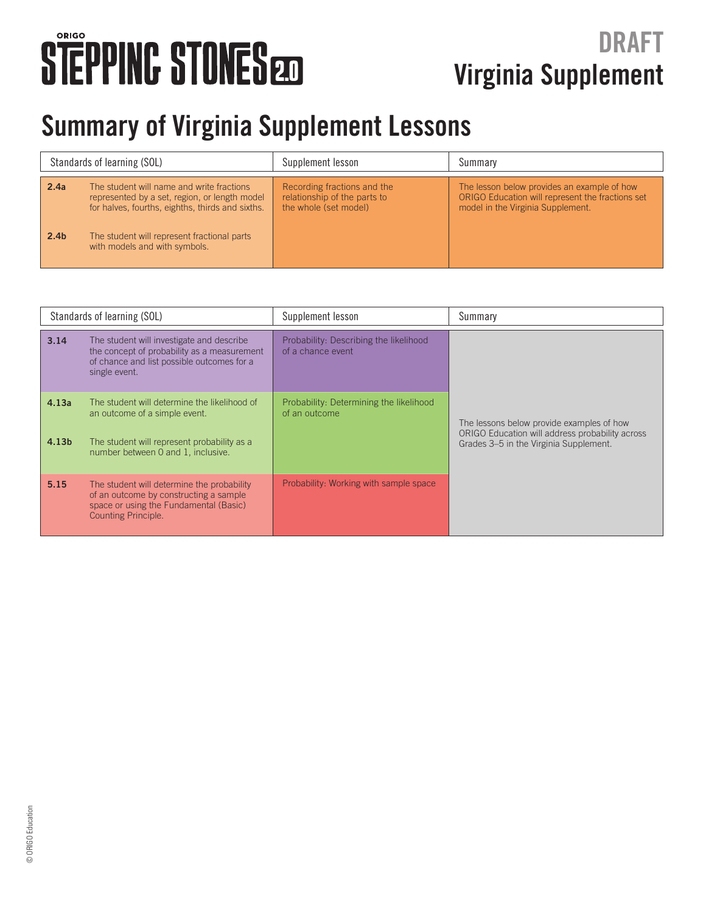ORIGO STEPPING STONES 2.0

# DRAFT Virginia Supplement

## Summary of Virginia Supplement Lessons

| Standards of learning (SOL) | | Supplement lesson | Summary |
|---|---|---|---|
| **2.4a** | The student will name and write fractions represented by a set, region, or length model for halves, fourths, eighths, thirds and sixths. | Recording fractions and the relationship of the parts to the whole (set model) | The lesson below provides an example of how ORIGO Education will represent the fractions set model in the Virginia Supplement. |
| **2.4b** | The student will represent fractional parts with models and with symbols. | | |

| Standards of learning (SOL) | | Supplement lesson | Summary |
|---|---|---|---|
| **3.14** | The student will investigate and describe the concept of probability as a measurement of chance and list possible outcomes for a single event. | Probability: Describing the likelihood of a chance event | The lessons below provide examples of how ORIGO Education will address probability across Grades 3–5 in the Virginia Supplement. |
| **4.13a** | The student will determine the likelihood of an outcome of a simple event. | Probability: Determining the likelihood of an outcome | |
| **4.13b** | The student will represent probability as a number between 0 and 1, inclusive. | | |
| **5.15** | The student will determine the probability of an outcome by constructing a sample space or using the Fundamental (Basic) Counting Principle. | Probability: Working with sample space | |

© ORIGO Education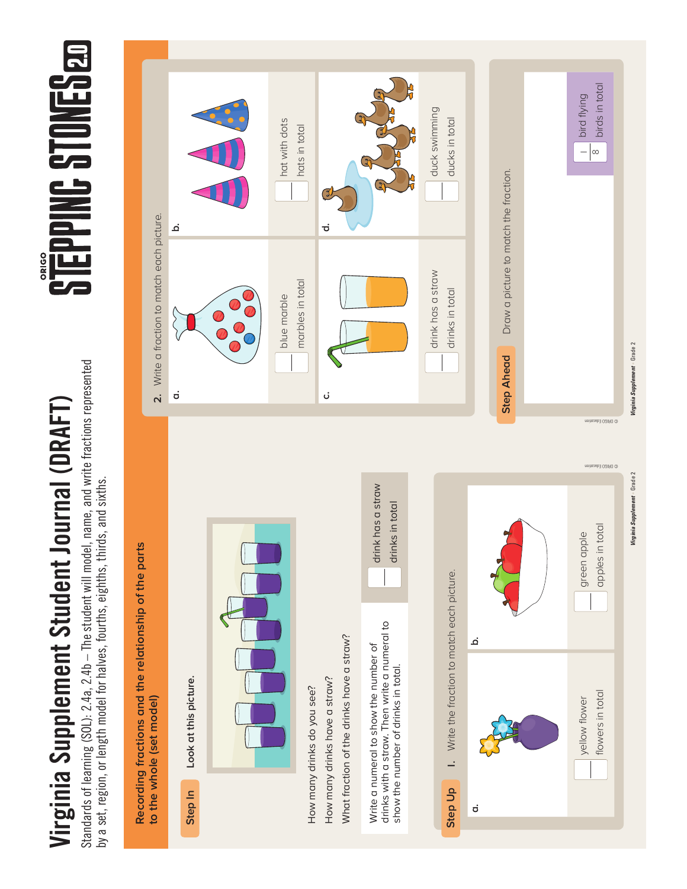# Virginia Supplement Student Journal (DRAFT)

Standards of learning (SOL): 2.4a, 2.4b – The student will model, name, and write fractions represented by a set, region, or length model for halves, fourths, eighths, thirds, and sixths.

## Recording fractions and the relationship of the parts to the whole (set model)

**Step In**

**Look at this picture.**

How many drinks do you see?

How many drinks have a straw?

What fraction of the drinks have a straw?

Write a numeral to show the number of drinks with a straw. Then write a numeral to show the number of drinks in total.

drink has a straw
drinks in total

**Step Up**

1. Write the fraction to match each picture.

a. yellow flower
flowers in total

b. green apple
apples in total

2. Write a fraction to match each picture.

a. blue marble
marbles in total

b. hat with dots
hats in total

c. drink has a straw
drinks in total

d. duck swimming
ducks in total

**Step Ahead**

Draw a picture to match the fraction.

$\frac{1}{8}$ bird flying
birds in total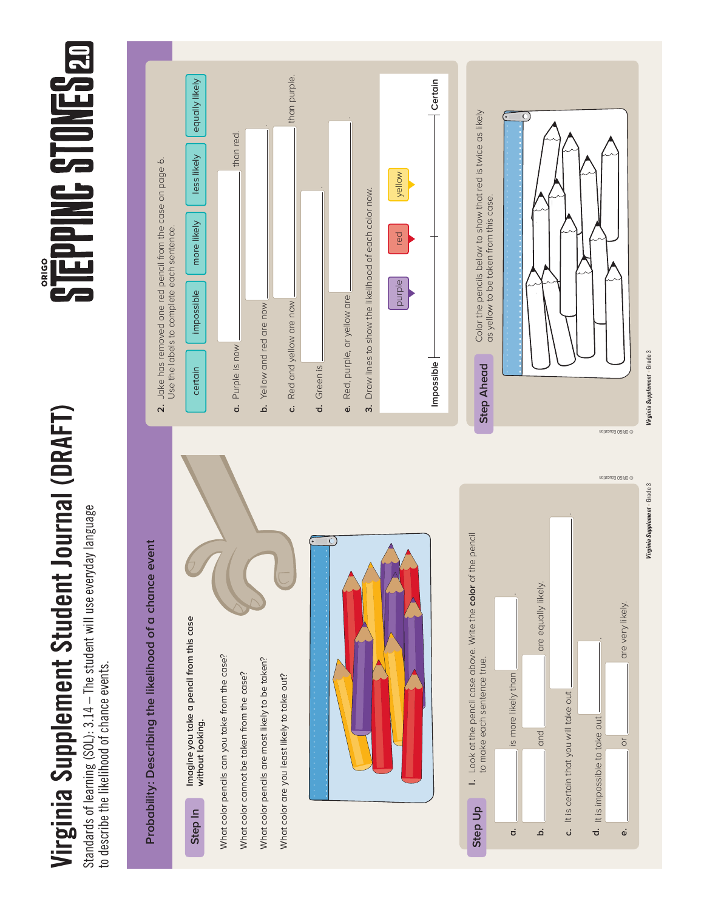# Virginia Supplement Student Journal (DRAFT)

Standards of learning (SOL): 3.14 – The student will use everyday language to describe the likelihood of chance events.

## Probability: Describing the likelihood of a chance event

### Step In

**Imagine you take a pencil from this case without looking.**

What color pencils can you take from the case?

What color cannot be taken from the case?

What color pencils are most likely to be taken?

What color are you least likely to take out?

### Step Up

**1.** Look at the pencil case above. Write the **color** of the pencil to make each sentence true.

**a.** ________ is more likely than ________.

**b.** ________ and ________ are equally likely.

**c.** It is certain that you will take out ________.

**d.** It is impossible to take out ________.

**e.** ________ or ________ are very likely.

**2.** Jake has removed one red pencil from the case on page 6. Use the labels to complete each sentence.

certain | impossible | more likely | less likely | equally likely

**a.** Purple is now ________ than red.

**b.** Yellow and red are now ________.

**c.** Red and yellow are now ________ than purple.

**d.** Green is ________.

**e.** Red, purple, or yellow are ________.

**3.** Draw lines to show the likelihood of each color now.

purple | red | yellow

Impossible ———————— Certain

### Step Ahead

Color the pencils below to show that red is twice as likely as yellow to be taken from this case.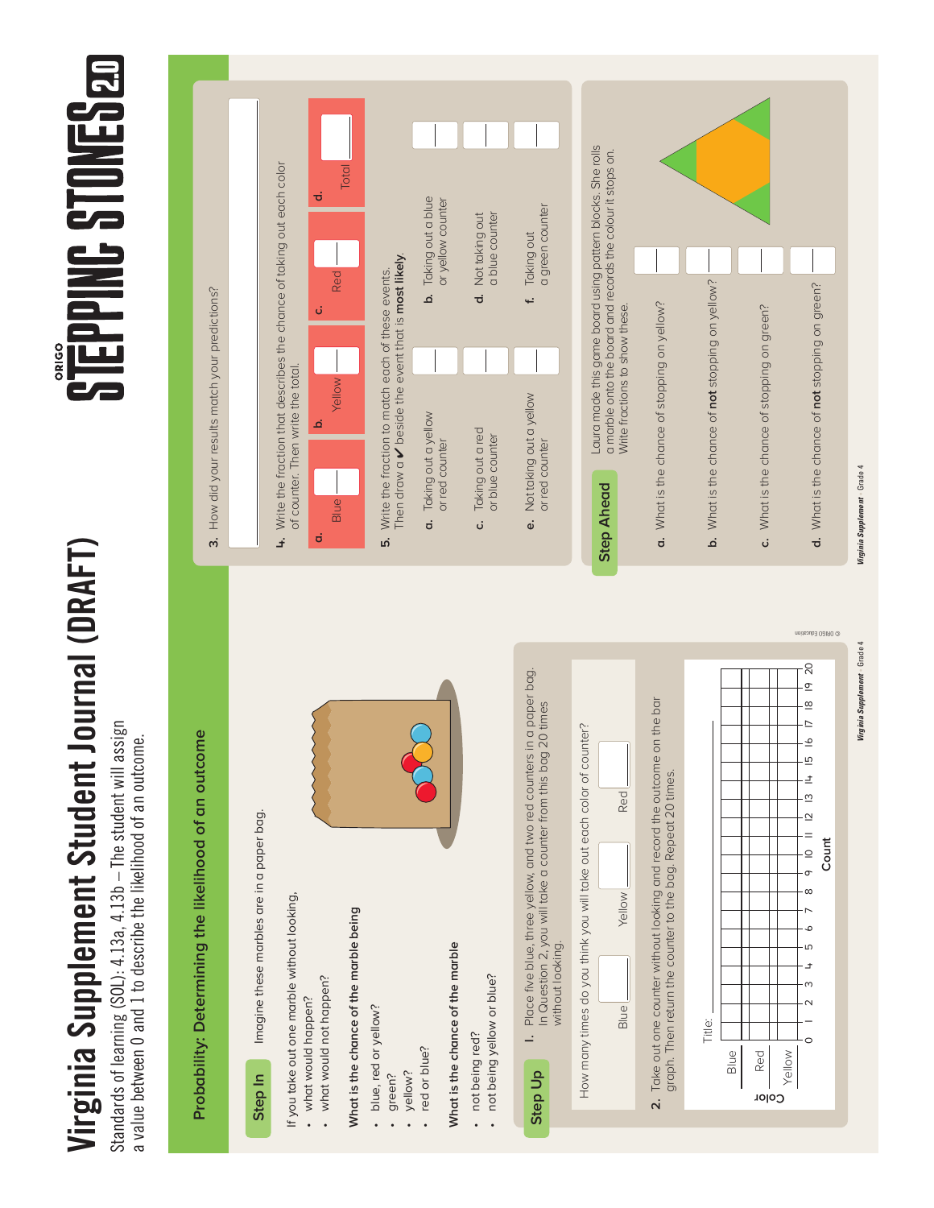# Virginia Supplement Student Journal (DRAFT)

Standards of learning (SOL): 4.13a, 4.13b – The student will assign a value between 0 and 1 to describe the likelihood of an outcome.

## Probability: Determining the likelihood of an outcome

### Step In

Imagine these marbles are in a paper bag.

If you take out one marble without looking,

- what would happen?
- what would not happen?

**What is the chance of the marble being**

- blue, red or yellow?
- green?
- yellow?
- red or blue?

**What is the chance of the marble**

- not being red?
- not being yellow or blue?

### Step Up

1. Place five blue, three yellow, and two red counters in a paper bag. In Question 2, you will take a counter from this bag 20 times without looking.

How many times do you think you will take out each color of counter?

Blue ____ Yellow ____ Red ____

2. Take out one counter without looking and record the outcome on the bar graph. Then return the counter to the bag. Repeat 20 times.

Title: ____________

| Color | 0 | 1 | 2 | 3 | 4 | 5 | 6 | 7 | 8 | 9 | 10 | 11 | 12 | 13 | 14 | 15 | 16 | 17 | 18 | 19 | 20 |
|---|---|---|---|---|---|---|---|---|---|---|---|---|---|---|---|---|---|---|---|---|---|
| Blue | | | | | | | | | | | | | | | | | | | | | |
| Red | | | | | | | | | | | | | | | | | | | | | |
| Yellow | | | | | | | | | | | | | | | | | | | | | |

Count

3. How did your results match your predictions?

4. Write the fraction that describes the chance of taking out each color of counter. Then write the total.

a. Blue ____ b. Yellow ____ c. Red ____ d. Total ____

5. Write the fraction to match each of these events. Then draw a ✔ beside the event that is **most likely**.

a. Taking out a yellow or red counter ____

b. Taking out a blue or yellow counter ____

c. Taking out a red or blue counter ____

d. Not taking out a blue counter ____

e. Not taking out a yellow or red counter ____

f. Taking out a green counter ____

### Step Ahead

Laura made this game board using pattern blocks. She rolls a marble onto the board and records the colour it stops on. Write fractions to show these.

a. What is the chance of stopping on yellow? ____

b. What is the chance of **not** stopping on yellow? ____

c. What is the chance of stopping on green? ____

d. What is the chance of **not** stopping on green? ____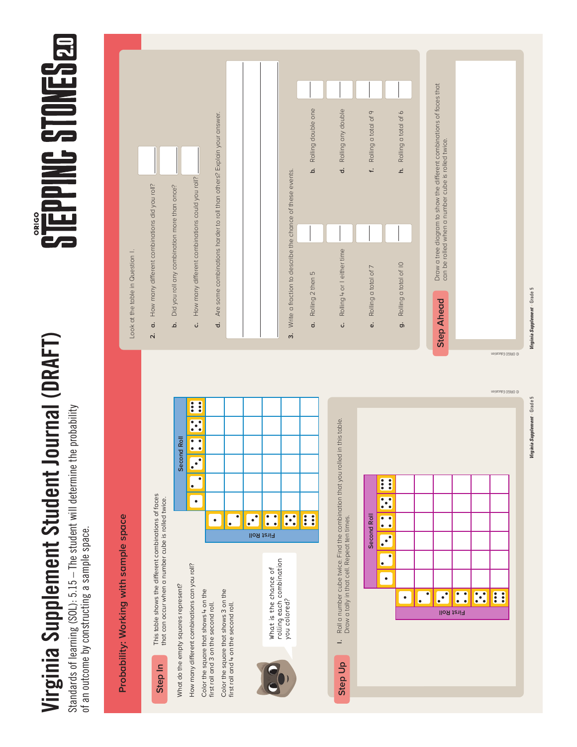# Virginia Supplement Student Journal (DRAFT)

Standards of learning (SOL): 5.15 – The student will determine the probability of an outcome by constructing a sample space.

## Probability: Working with sample space

### Step In

This table shows the different combinations of faces that can occur when a number cube is rolled twice.

| | | Second Roll | | | | | |
|---|---|---|---|---|---|---|---|
| | | 1 | 2 | 3 | 4 | 5 | 6 |
| First Roll | 1 | | | | | | |
| | 2 | | | | | | |
| | 3 | | | | | | |
| | 4 | | | | | | |
| | 5 | | | | | | |
| | 6 | | | | | | |

What do the empty squares represent?

How many different combinations can you roll?

Color the square that shows 4 on the first roll and 3 on the second roll.

Color the square that shows 3 on the first roll and 4 on the second roll.

What is the chance of rolling each combination you colored?

### Step Up

1. Roll a number cube twice. Find the combination that you rolled in this table. Draw a tally in that cell. Repeat ten times.

| | | Second Roll | | | | | |
|---|---|---|---|---|---|---|---|
| | | 1 | 2 | 3 | 4 | 5 | 6 |
| First Roll | 1 | | | | | | |
| | 2 | | | | | | |
| | 3 | | | | | | |
| | 4 | | | | | | |
| | 5 | | | | | | |
| | 6 | | | | | | |

Look at the table in Question 1.

2.
   a. How many different combinations did you roll?
   b. Did you roll any combination more than once?
   c. How many different combinations could you roll?
   d. Are some combinations harder to roll than others? Explain your answer.

3. Write a fraction to describe the chance of these events.
   a. Rolling 2 then 5
   b. Rolling double one
   c. Rolling 4 or 1 either time
   d. Rolling any double
   e. Rolling a total of 7
   f. Rolling a total of 9
   g. Rolling a total of 10
   h. Rolling a total of 6

### Step Ahead

Draw a tree diagram to show the different combinations of faces that can be rolled when a number cube is rolled twice.